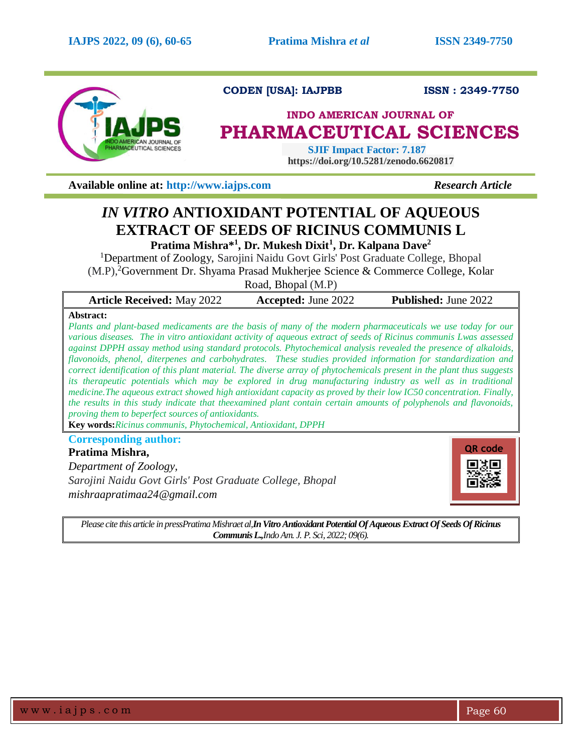**CODEN [USA]: IAJPBB** **ISSN : 2349-7750**

**INDO AMERICAN JOURNAL OF**

# PHARMACEUTICAL SCIENCES

**SJIF Impact Factor: 7.187**

**https://doi.org/10.5281/zenodo.6620817**

**Available online at: http://www.iajps.com** *Research Article*

# *IN VITRO* ANTIOXIDANT POTENTIAL OF AQUEOUS EXTRACT OF SEEDS OF RICINUS COMMUNIS L

**Pratima Mishra*[1], Dr. Mukesh Dixit[1], Dr. Kalpana Dave[2]**

[1]Department of Zoology, Sarojini Naidu Govt Girls' Post Graduate College, Bhopal (M.P),[2]Government Dr. Shyama Prasad Mukherjee Science & Commerce College, Kolar Road, Bhopal (M.P)

| **Article Received:** May 2022 | **Accepted:** June 2022 | **Published:** June 2022 |
|---|---|---|

**Abstract:**

*Plants and plant-based medicaments are the basis of many of the modern pharmaceuticals we use today for our various diseases. The in vitro antioxidant activity of aqueous extract of seeds of Ricinus communis Lwas assessed against DPPH assay method using standard protocols. Phytochemical analysis revealed the presence of alkaloids, flavonoids, phenol, diterpenes and carbohydrates. These studies provided information for standardization and correct identification of this plant material. The diverse array of phytochemicals present in the plant thus suggests its therapeutic potentials which may be explored in drug manufacturing industry as well as in traditional medicine.The aqueous extract showed high antioxidant capacity as proved by their low IC50 concentration. Finally, the results in this study indicate that theexamined plant contain certain amounts of polyphenols and flavonoids, proving them to beperfect sources of antioxidants.*

**Key words:***Ricinus communis, Phytochemical, Antioxidant, DPPH*

**Corresponding author:**

**Pratima Mishra,**

*Department of Zoology,*

*Sarojini Naidu Govt Girls' Post Graduate College, Bhopal*

*mishraapratimaa24@gmail.com*

QR code

*Please cite this article in pressPratima Mishraet al,**In Vitro Antioxidant Potential Of Aqueous Extract Of Seeds Of Ricinus Communis L.,**Indo Am. J. P. Sci, 2022; 09(6).*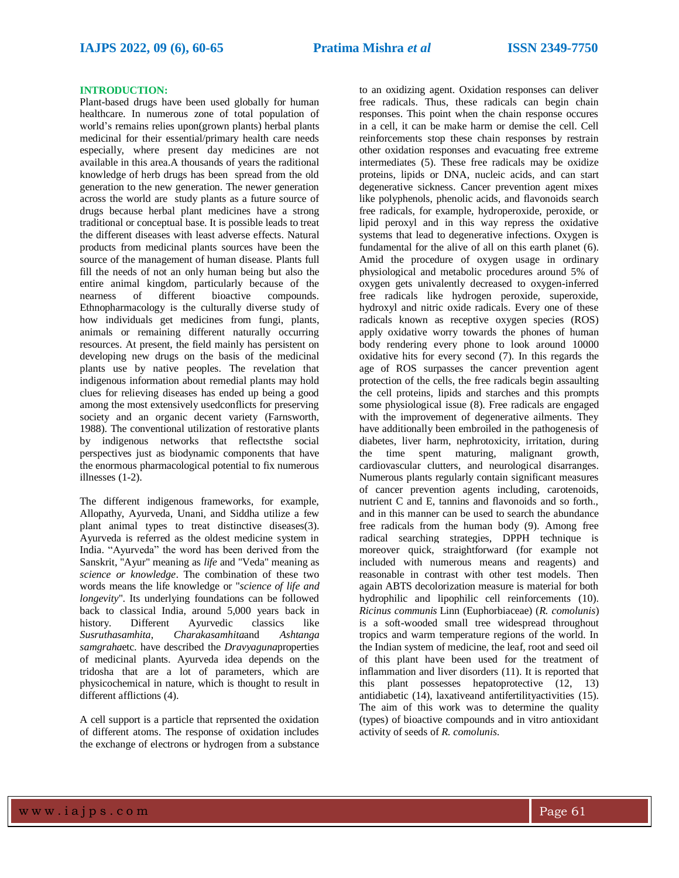## INTRODUCTION:

Plant-based drugs have been used globally for human healthcare. In numerous zone of total population of world's remains relies upon(grown plants) herbal plants medicinal for their essential/primary health care needs especially, where present day medicines are not available in this area.A thousands of years the raditional knowledge of herb drugs has been spread from the old generation to the new generation. The newer generation across the world are study plants as a future source of drugs because herbal plant medicines have a strong traditional or conceptual base. It is possible leads to treat the different diseases with least adverse effects. Natural products from medicinal plants sources have been the source of the management of human disease. Plants full fill the needs of not an only human being but also the entire animal kingdom, particularly because of the nearness of different bioactive compounds. Ethnopharmacology is the culturally diverse study of how individuals get medicines from fungi, plants, animals or remaining different naturally occurring resources. At present, the field mainly has persistent on developing new drugs on the basis of the medicinal plants use by native peoples. The revelation that indigenous information about remedial plants may hold clues for relieving diseases has ended up being a good among the most extensively usedconflicts for preserving society and an organic decent variety (Farnsworth, 1988). The conventional utilization of restorative plants by indigenous networks that reflectsthe social perspectives just as biodynamic components that have the enormous pharmacological potential to fix numerous illnesses (1-2).

The different indigenous frameworks, for example, Allopathy, Ayurveda, Unani, and Siddha utilize a few plant animal types to treat distinctive diseases(3). Ayurveda is referred as the oldest medicine system in India. "Ayurveda" the word has been derived from the Sanskrit, "Ayur" meaning as *life* and "Veda" meaning as *science or knowledge*. The combination of these two words means the life knowledge or "*science of life and longevity*". Its underlying foundations can be followed back to classical India, around 5,000 years back in history. Different Ayurvedic classics like *Susruthasamhita*, *Charakasamhita*and *Ashtanga samgraha*etc. have described the *Dravyaguna*properties of medicinal plants. Ayurveda idea depends on the tridosha that are a lot of parameters, which are physicochemical in nature, which is thought to result in different afflictions (4).

A cell support is a particle that reprsented the oxidation of different atoms. The response of oxidation includes the exchange of electrons or hydrogen from a substance to an oxidizing agent. Oxidation responses can deliver free radicals. Thus, these radicals can begin chain responses. This point when the chain response occures in a cell, it can be make harm or demise the cell. Cell reinforcements stop these chain responses by restrain other oxidation responses and evacuating free extreme intermediates (5). These free radicals may be oxidize proteins, lipids or DNA, nucleic acids, and can start degenerative sickness. Cancer prevention agent mixes like polyphenols, phenolic acids, and flavonoids search free radicals, for example, hydroperoxide, peroxide, or lipid peroxyl and in this way repress the oxidative systems that lead to degenerative infections. Oxygen is fundamental for the alive of all on this earth planet (6). Amid the procedure of oxygen usage in ordinary physiological and metabolic procedures around 5% of oxygen gets univalently decreased to oxygen-inferred free radicals like hydrogen peroxide, superoxide, hydroxyl and nitric oxide radicals. Every one of these radicals known as receptive oxygen species (ROS) apply oxidative worry towards the phones of human body rendering every phone to look around 10000 oxidative hits for every second (7). In this regards the age of ROS surpasses the cancer prevention agent protection of the cells, the free radicals begin assaulting the cell proteins, lipids and starches and this prompts some physiological issue (8). Free radicals are engaged with the improvement of degenerative ailments. They have additionally been embroiled in the pathogenesis of diabetes, liver harm, nephrotoxicity, irritation, during the time spent maturing, malignant growth, cardiovascular clutters, and neurological disarranges. Numerous plants regularly contain significant measures of cancer prevention agents including, carotenoids, nutrient C and E, tannins and flavonoids and so forth., and in this manner can be used to search the abundance free radicals from the human body (9). Among free radical searching strategies, DPPH technique is moreover quick, straightforward (for example not included with numerous means and reagents) and reasonable in contrast with other test models. Then again ABTS decolorization measure is material for both hydrophilic and lipophilic cell reinforcements (10). *Ricinus communis* Linn (Euphorbiaceae) (*R. comolunis*) is a soft-wooded small tree widespread throughout tropics and warm temperature regions of the world. In the Indian system of medicine, the leaf, root and seed oil of this plant have been used for the treatment of inflammation and liver disorders (11). It is reported that this plant possesses hepatoprotective (12, 13) antidiabetic (14), laxativeand antifertilityactivities (15). The aim of this work was to determine the quality (types) of bioactive compounds and in vitro antioxidant activity of seeds of *R. comolunis*.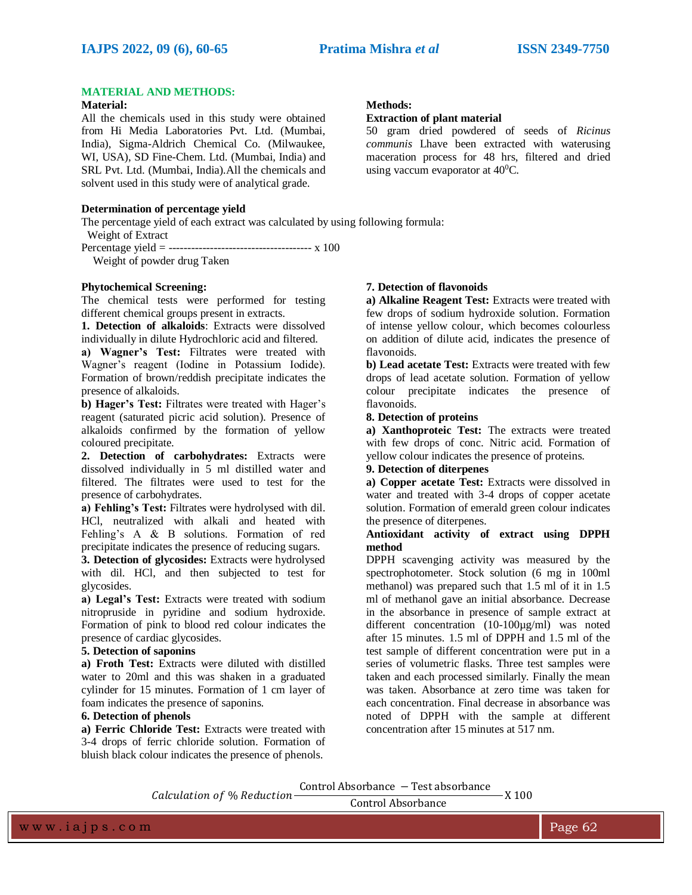## MATERIAL AND METHODS:

### Material:

All the chemicals used in this study were obtained from Hi Media Laboratories Pvt. Ltd. (Mumbai, India), Sigma-Aldrich Chemical Co. (Milwaukee, WI, USA), SD Fine-Chem. Ltd. (Mumbai, India) and SRL Pvt. Ltd. (Mumbai, India).All the chemicals and solvent used in this study were of analytical grade.

### Methods:

**Extraction of plant material**

50 gram dried powdered of seeds of *Ricinus communis* Lhave been extracted with waterusing maceration process for 48 hrs, filtered and dried using vaccum evaporator at 40$^0$C.

**Determination of percentage yield**

The percentage yield of each extract was calculated by using following formula:

$$\text{Percentage yield} = \frac{\text{Weight of Extract}}{\text{Weight of powder drug Taken}} \times 100$$

**Phytochemical Screening:**

The chemical tests were performed for testing different chemical groups present in extracts.

**1. Detection of alkaloids**: Extracts were dissolved individually in dilute Hydrochloric acid and filtered.

**a) Wagner's Test:** Filtrates were treated with Wagner's reagent (Iodine in Potassium Iodide). Formation of brown/reddish precipitate indicates the presence of alkaloids.

**b) Hager's Test:** Filtrates were treated with Hager's reagent (saturated picric acid solution). Presence of alkaloids confirmed by the formation of yellow coloured precipitate.

**2. Detection of carbohydrates:** Extracts were dissolved individually in 5 ml distilled water and filtered. The filtrates were used to test for the presence of carbohydrates.

**a) Fehling's Test:** Filtrates were hydrolysed with dil. HCl, neutralized with alkali and heated with Fehling's A & B solutions. Formation of red precipitate indicates the presence of reducing sugars.

**3. Detection of glycosides:** Extracts were hydrolysed with dil. HCl, and then subjected to test for glycosides.

**a) Legal's Test:** Extracts were treated with sodium nitropruside in pyridine and sodium hydroxide. Formation of pink to blood red colour indicates the presence of cardiac glycosides.

**5. Detection of saponins**

**a) Froth Test:** Extracts were diluted with distilled water to 20ml and this was shaken in a graduated cylinder for 15 minutes. Formation of 1 cm layer of foam indicates the presence of saponins.

**6. Detection of phenols**

**a) Ferric Chloride Test:** Extracts were treated with 3-4 drops of ferric chloride solution. Formation of bluish black colour indicates the presence of phenols.

**7. Detection of flavonoids**

**a) Alkaline Reagent Test:** Extracts were treated with few drops of sodium hydroxide solution. Formation of intense yellow colour, which becomes colourless on addition of dilute acid, indicates the presence of flavonoids.

**b) Lead acetate Test:** Extracts were treated with few drops of lead acetate solution. Formation of yellow colour precipitate indicates the presence of flavonoids.

**8. Detection of proteins**

**a) Xanthoproteic Test:** The extracts were treated with few drops of conc. Nitric acid. Formation of yellow colour indicates the presence of proteins.

**9. Detection of diterpenes**

**a) Copper acetate Test:** Extracts were dissolved in water and treated with 3-4 drops of copper acetate solution. Formation of emerald green colour indicates the presence of diterpenes.

**Antioxidant activity of extract using DPPH method**

DPPH scavenging activity was measured by the spectrophotometer. Stock solution (6 mg in 100ml methanol) was prepared such that 1.5 ml of it in 1.5 ml of methanol gave an initial absorbance. Decrease in the absorbance in presence of sample extract at different concentration (10-100µg/ml) was noted after 15 minutes. 1.5 ml of DPPH and 1.5 ml of the test sample of different concentration were put in a series of volumetric flasks. Three test samples were taken and each processed similarly. Finally the mean was taken. Absorbance at zero time was taken for each concentration. Final decrease in absorbance was noted of DPPH with the sample at different concentration after 15 minutes at 517 nm.

$$\textit{Calculation of \% Reduction} \frac{\text{Control Absorbance} - \text{Test absorbance}}{\text{Control Absorbance}} \text{X } 100$$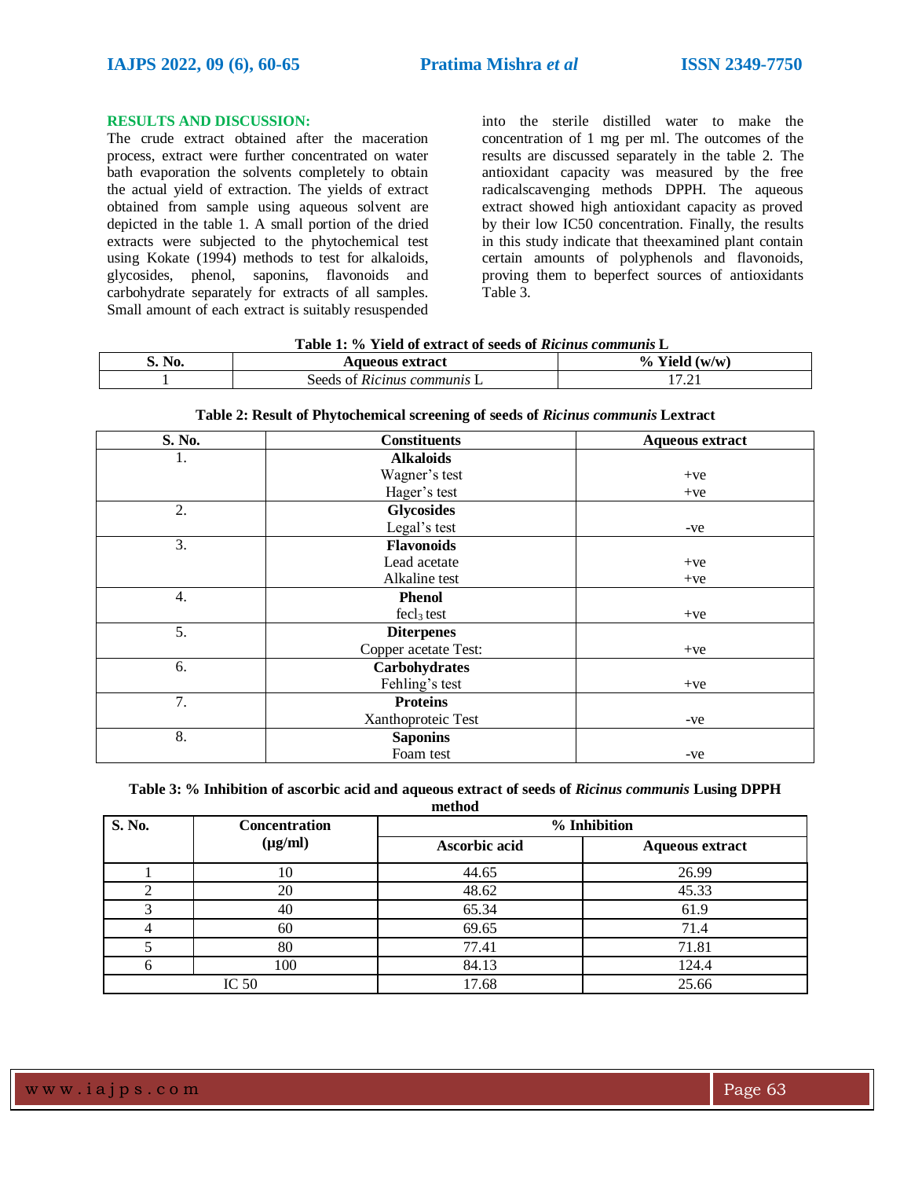## RESULTS AND DISCUSSION:

The crude extract obtained after the maceration process, extract were further concentrated on water bath evaporation the solvents completely to obtain the actual yield of extraction. The yields of extract obtained from sample using aqueous solvent are depicted in the table 1. A small portion of the dried extracts were subjected to the phytochemical test using Kokate (1994) methods to test for alkaloids, glycosides, phenol, saponins, flavonoids and carbohydrate separately for extracts of all samples. Small amount of each extract is suitably resuspended into the sterile distilled water to make the concentration of 1 mg per ml. The outcomes of the results are discussed separately in the table 2. The antioxidant capacity was measured by the free radicalscavenging methods DPPH. The aqueous extract showed high antioxidant capacity as proved by their low IC50 concentration. Finally, the results in this study indicate that theexamined plant contain certain amounts of polyphenols and flavonoids, proving them to beperfect sources of antioxidants Table 3.

**Table 1: % Yield of extract of seeds of *Ricinus communis* L**

| S. No. | Aqueous extract | % Yield (w/w) |
|---|---|---|
| 1 | Seeds of *Ricinus communis* L | 17.21 |

**Table 2: Result of Phytochemical screening of seeds of *Ricinus communis* Lextract**

| S. No. | Constituents | Aqueous extract |
|---|---|---|
| 1. | **Alkaloids** | |
| | Wagner's test | +ve |
| | Hager's test | +ve |
| 2. | **Glycosides** | |
| | Legal's test | -ve |
| 3. | **Flavonoids** | |
| | Lead acetate | +ve |
| | Alkaline test | +ve |
| 4. | **Phenol** | |
| | $fecl_3$ test | +ve |
| 5. | **Diterpenes** | |
| | Copper acetate Test: | +ve |
| 6. | **Carbohydrates** | |
| | Fehling's test | +ve |
| 7. | **Proteins** | |
| | Xanthoproteic Test | -ve |
| 8. | **Saponins** | |
| | Foam test | -ve |

**Table 3: % Inhibition of ascorbic acid and aqueous extract of seeds of *Ricinus communis* Lusing DPPH method**

| S. No. | Concentration (μg/ml) | % Inhibition | |
|---|---|---|---|
| | | Ascorbic acid | Aqueous extract |
| 1 | 10 | 44.65 | 26.99 |
| 2 | 20 | 48.62 | 45.33 |
| 3 | 40 | 65.34 | 61.9 |
| 4 | 60 | 69.65 | 71.4 |
| 5 | 80 | 77.41 | 71.81 |
| 6 | 100 | 84.13 | 124.4 |
| IC 50 | | 17.68 | 25.66 |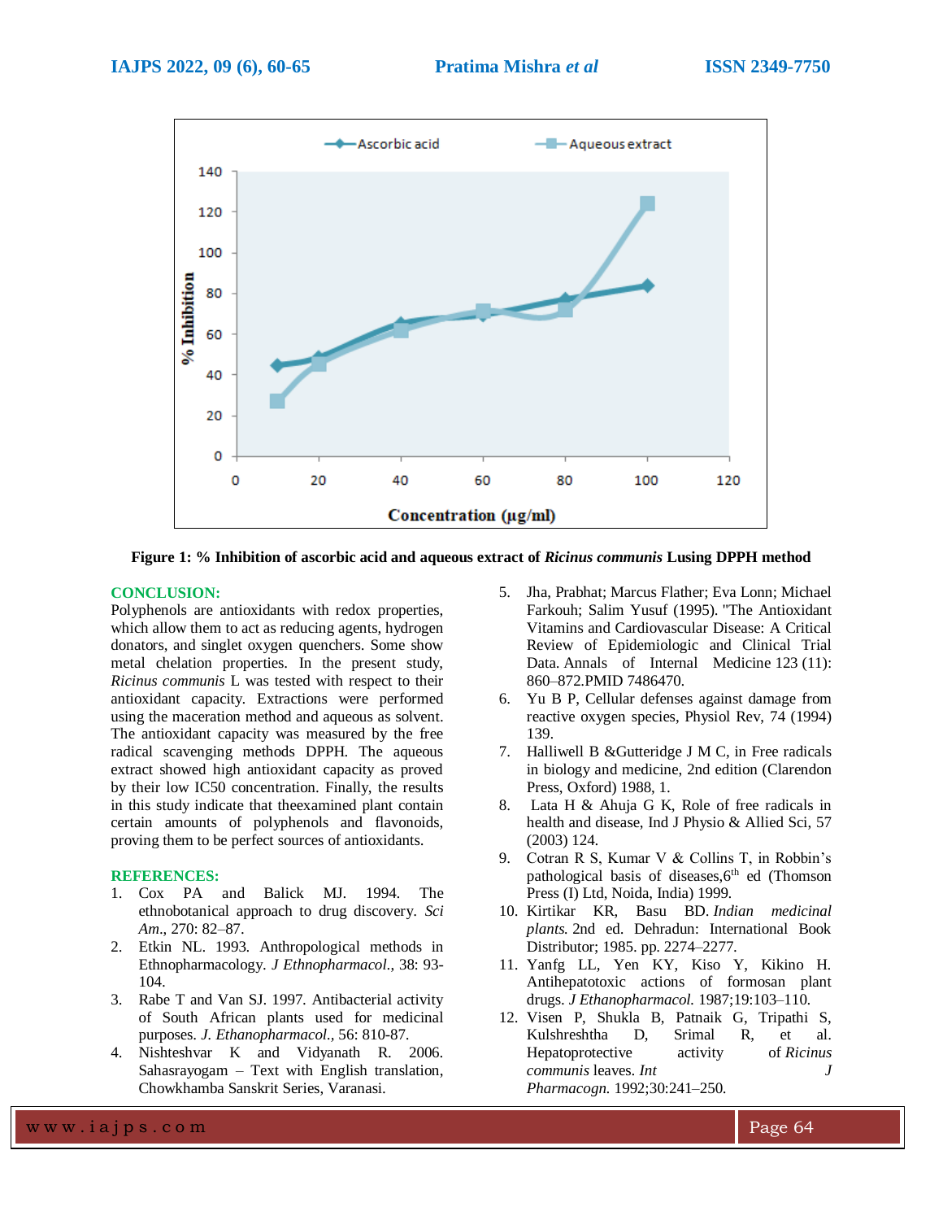Ascorbic acid
Aqueous extract

% Inhibition

140
120
100
80
60
40
20
0

0
20
40
60
80
100
120

Concentration (µg/ml)

**Figure 1: % Inhibition of ascorbic acid and aqueous extract of *Ricinus communis* Lusing DPPH method**

## CONCLUSION:

Polyphenols are antioxidants with redox properties, which allow them to act as reducing agents, hydrogen donators, and singlet oxygen quenchers. Some show metal chelation properties. In the present study, *Ricinus communis* L was tested with respect to their antioxidant capacity. Extractions were performed using the maceration method and aqueous as solvent. The antioxidant capacity was measured by the free radical scavenging methods DPPH. The aqueous extract showed high antioxidant capacity as proved by their low IC50 concentration. Finally, the results in this study indicate that theexamined plant contain certain amounts of polyphenols and flavonoids, proving them to be perfect sources of antioxidants.

## REFERENCES:

1. Cox PA and Balick MJ. 1994. The ethnobotanical approach to drug discovery. *Sci Am*., 270: 82–87.
2. Etkin NL. 1993. Anthropological methods in Ethnopharmacology. *J Ethnopharmacol*., 38: 93-104.
3. Rabe T and Van SJ. 1997. Antibacterial activity of South African plants used for medicinal purposes. *J. Ethanopharmacol.*, 56: 810-87.
4. Nishteshvar K and Vidyanath R. 2006. Sahasrayogam – Text with English translation, Chowkhamba Sanskrit Series, Varanasi.
5. Jha, Prabhat; Marcus Flather; Eva Lonn; Michael Farkouh; Salim Yusuf (1995). "The Antioxidant Vitamins and Cardiovascular Disease: A Critical Review of Epidemiologic and Clinical Trial Data. Annals of Internal Medicine 123 (11): 860–872.PMID 7486470.
6. Yu B P, Cellular defenses against damage from reactive oxygen species, Physiol Rev, 74 (1994) 139.
7. Halliwell B &Gutteridge J M C, in Free radicals in biology and medicine, 2nd edition (Clarendon Press, Oxford) 1988, 1.
8. Lata H & Ahuja G K, Role of free radicals in health and disease, Ind J Physio & Allied Sci, 57 (2003) 124.
9. Cotran R S, Kumar V & Collins T, in Robbin's pathological basis of diseases,6th ed (Thomson Press (I) Ltd, Noida, India) 1999.
10. Kirtikar KR, Basu BD. *Indian medicinal plants.* 2nd ed. Dehradun: International Book Distributor; 1985. pp. 2274–2277.
11. Yanfg LL, Yen KY, Kiso Y, Kikino H. Antihepatotoxic actions of formosan plant drugs. *J Ethanopharmacol.* 1987;19:103–110.
12. Visen P, Shukla B, Patnaik G, Tripathi S, Kulshreshtha D, Srimal R, et al. Hepatoprotective activity of *Ricinus communis* leaves. *Int J Pharmacogn.* 1992;30:241–250.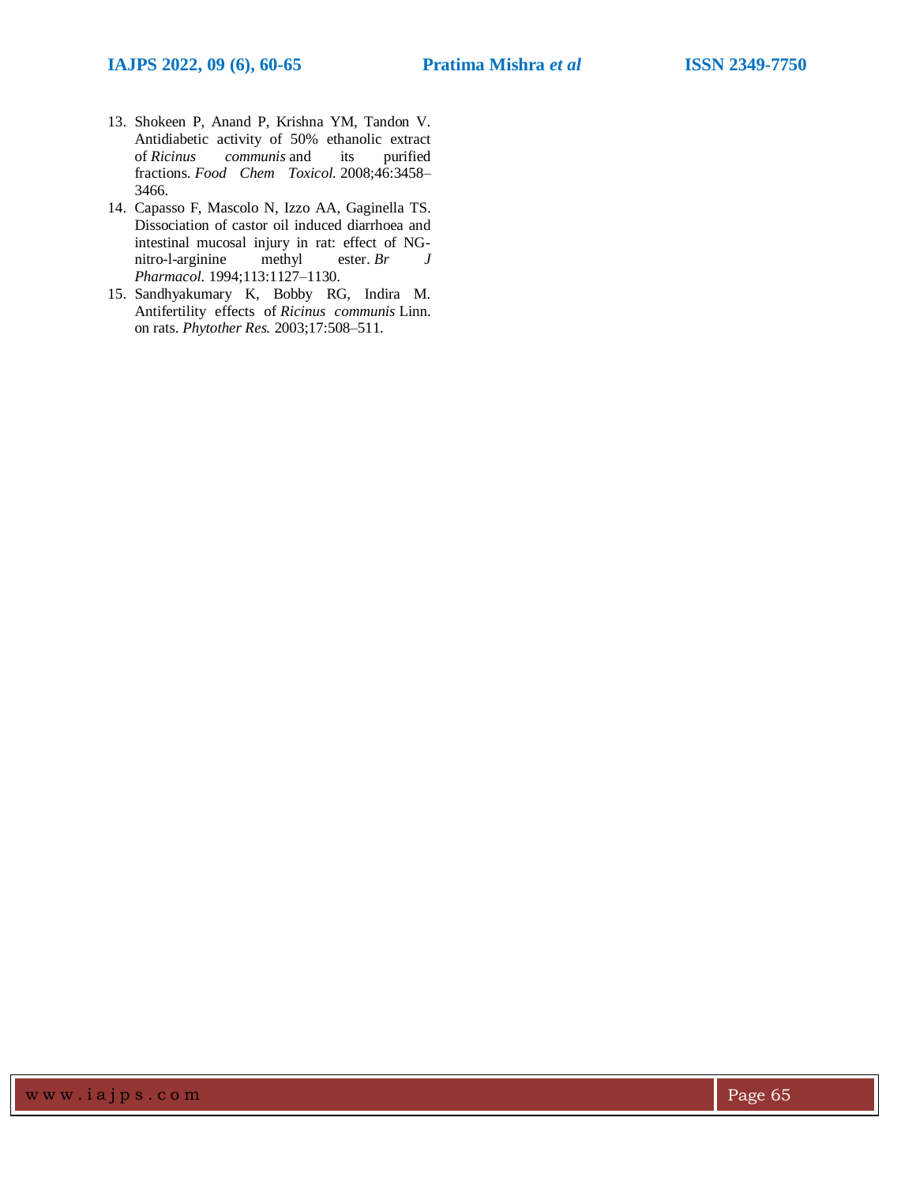13. Shokeen P, Anand P, Krishna YM, Tandon V. Antidiabetic activity of 50% ethanolic extract of *Ricinus communis* and its purified fractions. *Food Chem Toxicol.* 2008;46:3458–3466.
14. Capasso F, Mascolo N, Izzo AA, Gaginella TS. Dissociation of castor oil induced diarrhoea and intestinal mucosal injury in rat: effect of NG-nitro-l-arginine methyl ester. *Br J Pharmacol.* 1994;113:1127–1130.
15. Sandhyakumary K, Bobby RG, Indira M. Antifertility effects of *Ricinus communis* Linn. on rats. *Phytother Res.* 2003;17:508–511.